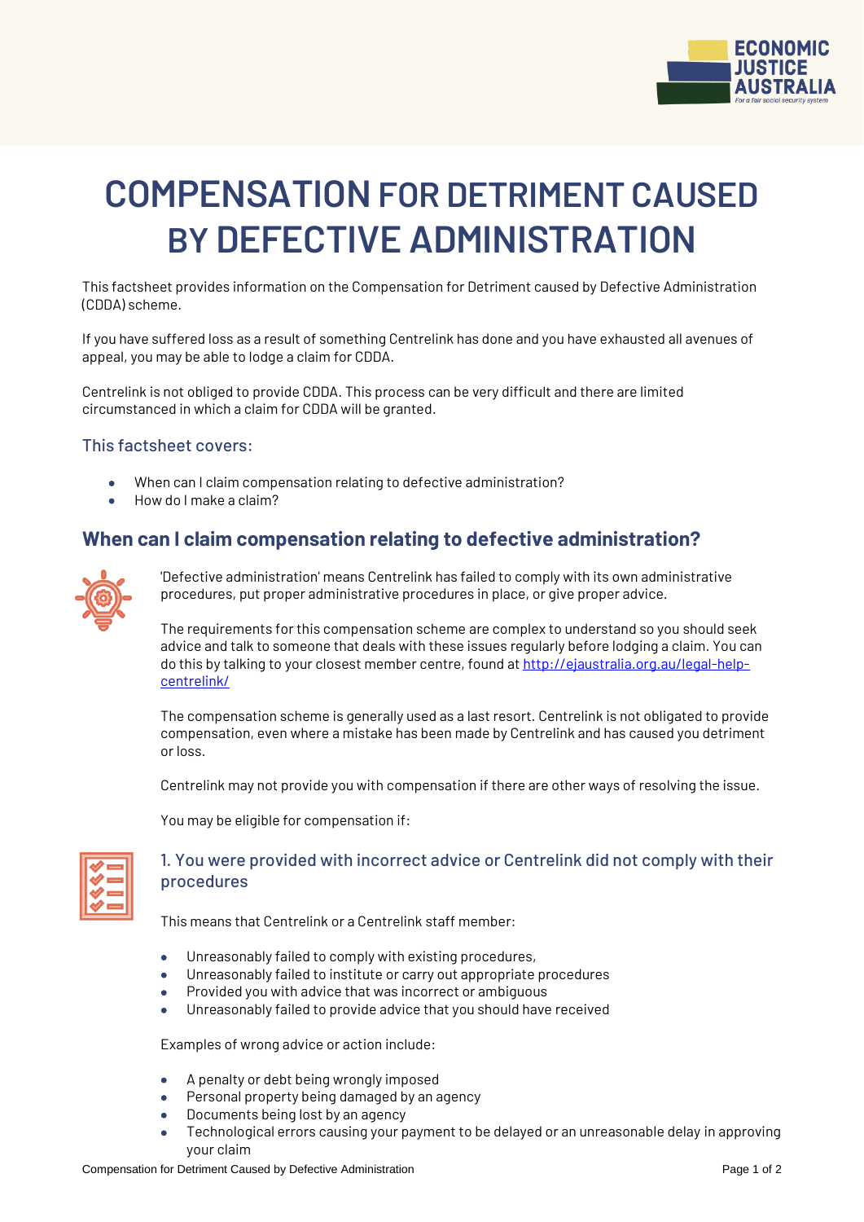# COMPENSATION FOR DETRIMENT CAUSED BY DEFECTIVE ADMINISTRATION

This factsheet provides information on the Compensation for Detriment caused by Defective Administration (CDDA) scheme.

If you have suffered loss as a result of something Centrelink has done and you have exhausted all avenues of appeal, you may be able to lodge a claim for CDDA.

Centrelink is not obliged to provide CDDA. This process can be very difficult and there are limited circumstanced in which a claim for CDDA will be granted.

### This factsheet covers:

- When can I claim compensation relating to defective administration?
- How do I make a claim?

## When can I claim compensation relating to defective administration?

'Defective administration' means Centrelink has failed to comply with its own administrative procedures, put proper administrative procedures in place, or give proper advice.

The requirements for this compensation scheme are complex to understand so you should seek advice and talk to someone that deals with these issues regularly before lodging a claim. You can do this by talking to your closest member centre, found at [http://ejaustralia.org.au/legal-help-centrelink/](http://ejaustralia.org.au/legal-help-centrelink/)

The compensation scheme is generally used as a last resort. Centrelink is not obligated to provide compensation, even where a mistake has been made by Centrelink and has caused you detriment or loss.

Centrelink may not provide you with compensation if there are other ways of resolving the issue.

You may be eligible for compensation if:

### 1. You were provided with incorrect advice or Centrelink did not comply with their procedures

This means that Centrelink or a Centrelink staff member:

- Unreasonably failed to comply with existing procedures,
- Unreasonably failed to institute or carry out appropriate procedures
- Provided you with advice that was incorrect or ambiguous
- Unreasonably failed to provide advice that you should have received

Examples of wrong advice or action include:

- A penalty or debt being wrongly imposed
- Personal property being damaged by an agency
- Documents being lost by an agency
- Technological errors causing your payment to be delayed or an unreasonable delay in approving your claim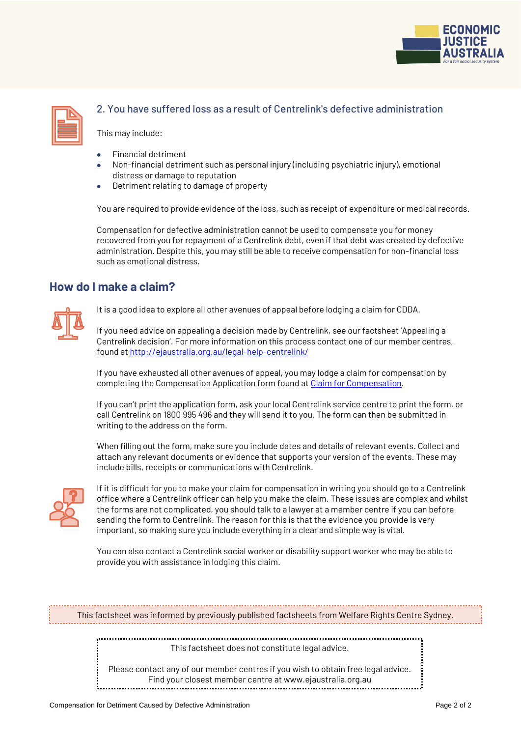### 2. You have suffered loss as a result of Centrelink's defective administration

This may include:

- Financial detriment
- Non-financial detriment such as personal injury (including psychiatric injury), emotional distress or damage to reputation
- Detriment relating to damage of property

You are required to provide evidence of the loss, such as receipt of expenditure or medical records.

Compensation for defective administration cannot be used to compensate you for money recovered from you for repayment of a Centrelink debt, even if that debt was created by defective administration. Despite this, you may still be able to receive compensation for non-financial loss such as emotional distress.

## How do I make a claim?

It is a good idea to explore all other avenues of appeal before lodging a claim for CDDA.

If you need advice on appealing a decision made by Centrelink, see our factsheet 'Appealing a Centrelink decision'. For more information on this process contact one of our member centres, found at [http://ejaustralia.org.au/legal-help-centrelink/](http://ejaustralia.org.au/legal-help-centrelink/)

If you have exhausted all other avenues of appeal, you may lodge a claim for compensation by completing the Compensation Application form found at Claim for Compensation.

If you can't print the application form, ask your local Centrelink service centre to print the form, or call Centrelink on 1800 995 496 and they will send it to you. The form can then be submitted in writing to the address on the form.

When filling out the form, make sure you include dates and details of relevant events. Collect and attach any relevant documents or evidence that supports your version of the events. These may include bills, receipts or communications with Centrelink.

If it is difficult for you to make your claim for compensation in writing you should go to a Centrelink office where a Centrelink officer can help you make the claim. These issues are complex and whilst the forms are not complicated, you should talk to a lawyer at a member centre if you can before sending the form to Centrelink. The reason for this is that the evidence you provide is very important, so making sure you include everything in a clear and simple way is vital.

You can also contact a Centrelink social worker or disability support worker who may be able to provide you with assistance in lodging this claim.

This factsheet was informed by previously published factsheets from Welfare Rights Centre Sydney.

This factsheet does not constitute legal advice.

Please contact any of our member centres if you wish to obtain free legal advice. Find your closest member centre at www.ejaustralia.org.au